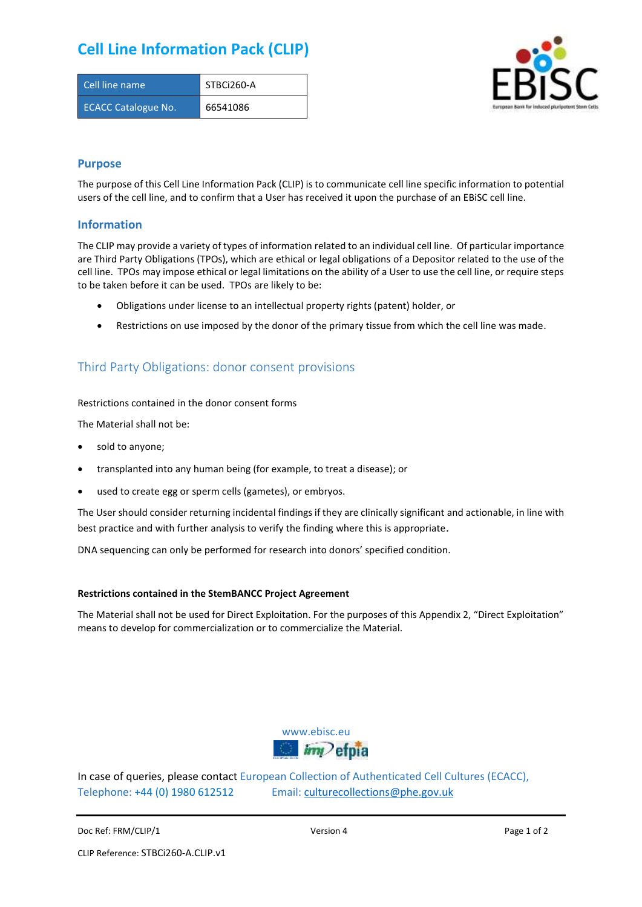# Cell Line Information Pack (CLIP)

| Cell line name | STBCi260-A |
| --- | --- |
| ECACC Catalogue No. | 66541086 |

## Purpose

The purpose of this Cell Line Information Pack (CLIP) is to communicate cell line specific information to potential users of the cell line, and to confirm that a User has received it upon the purchase of an EBiSC cell line.

## Information

The CLIP may provide a variety of types of information related to an individual cell line. Of particular importance are Third Party Obligations (TPOs), which are ethical or legal obligations of a Depositor related to the use of the cell line. TPOs may impose ethical or legal limitations on the ability of a User to use the cell line, or require steps to be taken before it can be used. TPOs are likely to be:

- Obligations under license to an intellectual property rights (patent) holder, or
- Restrictions on use imposed by the donor of the primary tissue from which the cell line was made.

## Third Party Obligations: donor consent provisions

Restrictions contained in the donor consent forms

The Material shall not be:

- sold to anyone;
- transplanted into any human being (for example, to treat a disease); or
- used to create egg or sperm cells (gametes), or embryos.

The User should consider returning incidental findings if they are clinically significant and actionable, in line with best practice and with further analysis to verify the finding where this is appropriate.

DNA sequencing can only be performed for research into donors' specified condition.

**Restrictions contained in the StemBANCC Project Agreement**

The Material shall not be used for Direct Exploitation. For the purposes of this Appendix 2, "Direct Exploitation" means to develop for commercialization or to commercialize the Material.

www.ebisc.eu

In case of queries, please contact European Collection of Authenticated Cell Cultures (ECACC), Telephone: +44 (0) 1980 612512 Email: culturecollections@phe.gov.uk

Doc Ref: FRM/CLIP/1 Version 4

CLIP Reference: STBCi260-A.CLIP.v1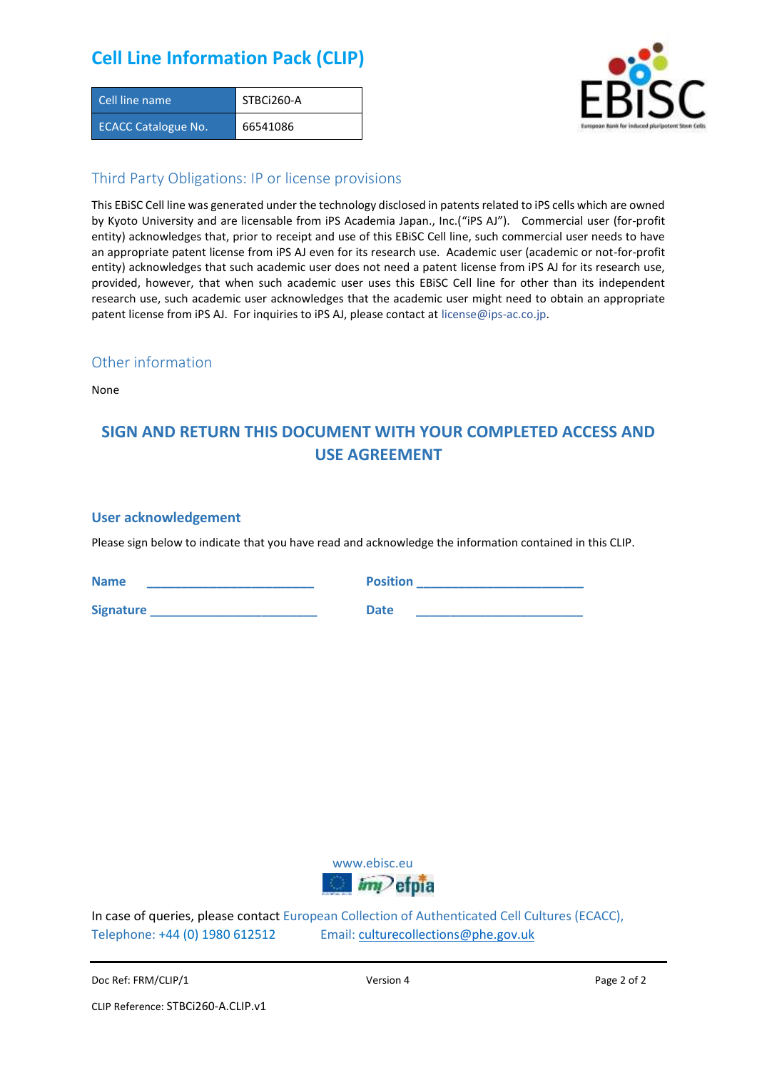# Cell Line Information Pack (CLIP)

| | |
|---|---|
| Cell line name | STBCi260-A |
| ECACC Catalogue No. | 66541086 |

## Third Party Obligations: IP or license provisions

This EBiSC Cell line was generated under the technology disclosed in patents related to iPS cells which are owned by Kyoto University and are licensable from iPS Academia Japan., Inc.("iPS AJ"). Commercial user (for-profit entity) acknowledges that, prior to receipt and use of this EBiSC Cell line, such commercial user needs to have an appropriate patent license from iPS AJ even for its research use. Academic user (academic or not-for-profit entity) acknowledges that such academic user does not need a patent license from iPS AJ for its research use, provided, however, that when such academic user uses this EBiSC Cell line for other than its independent research use, such academic user acknowledges that the academic user might need to obtain an appropriate patent license from iPS AJ. For inquiries to iPS AJ, please contact at license@ips-ac.co.jp.

## Other information

None

## SIGN AND RETURN THIS DOCUMENT WITH YOUR COMPLETED ACCESS AND USE AGREEMENT

### User acknowledgement

Please sign below to indicate that you have read and acknowledge the information contained in this CLIP.

**Name** ________________________ **Position** ________________________

**Signature** ________________________ **Date** ________________________

www.ebisc.eu

In case of queries, please contact European Collection of Authenticated Cell Cultures (ECACC), Telephone: +44 (0) 1980 612512 Email: culturecollections@phe.gov.uk

Doc Ref: FRM/CLIP/1 Version 4

CLIP Reference: STBCi260-A.CLIP.v1